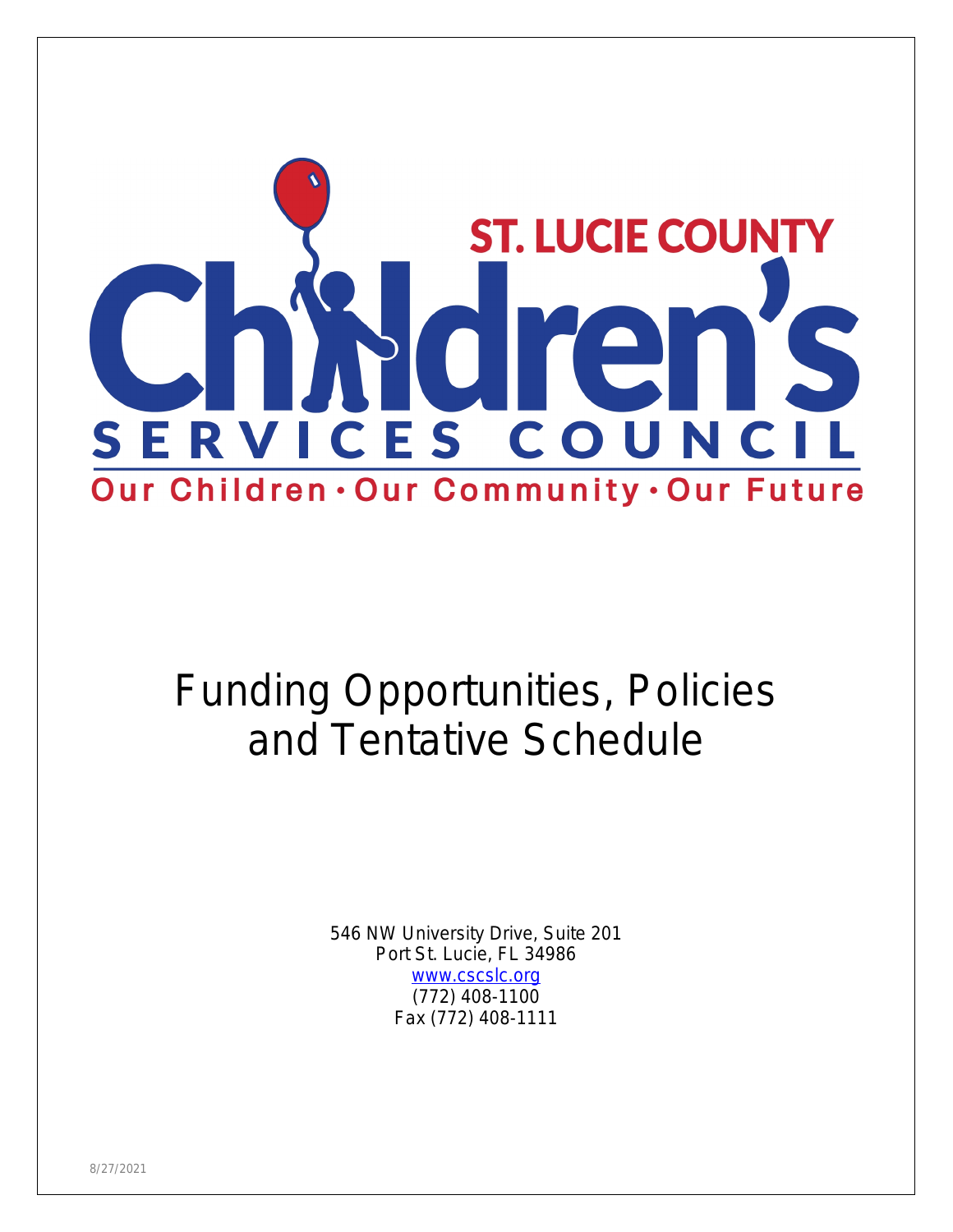ST. LUCIE COUNTY

Children's

SERVICES COUNCIL

Our Children • Our Community • Our Future

# Funding Opportunities, Policies and Tentative Schedule

546 NW University Drive, Suite 201
Port St. Lucie, FL 34986
www.cscslc.org
(772) 408-1100
Fax (772) 408-1111

8/27/2021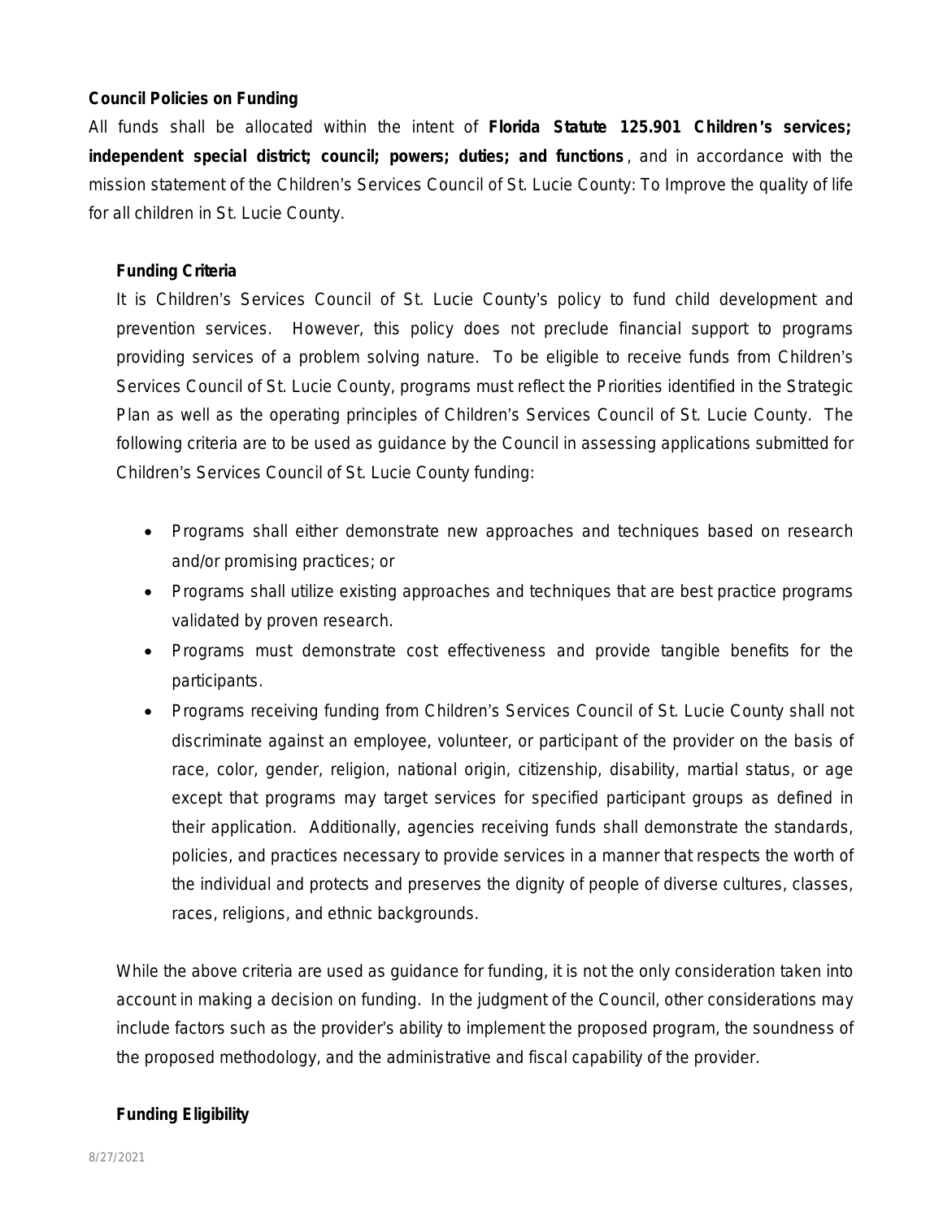## Council Policies on Funding

All funds shall be allocated within the intent of **Florida Statute 125.901 Children's services; independent special district; council; powers; duties; and functions**, and in accordance with the mission statement of the Children's Services Council of St. Lucie County: To Improve the quality of life for all children in St. Lucie County.

### Funding Criteria

It is Children's Services Council of St. Lucie County's policy to fund child development and prevention services. However, this policy does not preclude financial support to programs providing services of a problem solving nature. To be eligible to receive funds from Children's Services Council of St. Lucie County, programs must reflect the Priorities identified in the Strategic Plan as well as the operating principles of Children's Services Council of St. Lucie County. The following criteria are to be used as guidance by the Council in assessing applications submitted for Children's Services Council of St. Lucie County funding:

- Programs shall either demonstrate new approaches and techniques based on research and/or promising practices; or
- Programs shall utilize existing approaches and techniques that are best practice programs validated by proven research.
- Programs must demonstrate cost effectiveness and provide tangible benefits for the participants.
- Programs receiving funding from Children's Services Council of St. Lucie County shall not discriminate against an employee, volunteer, or participant of the provider on the basis of race, color, gender, religion, national origin, citizenship, disability, martial status, or age except that programs may target services for specified participant groups as defined in their application. Additionally, agencies receiving funds shall demonstrate the standards, policies, and practices necessary to provide services in a manner that respects the worth of the individual and protects and preserves the dignity of people of diverse cultures, classes, races, religions, and ethnic backgrounds.

While the above criteria are used as guidance for funding, it is not the only consideration taken into account in making a decision on funding. In the judgment of the Council, other considerations may include factors such as the provider's ability to implement the proposed program, the soundness of the proposed methodology, and the administrative and fiscal capability of the provider.

### Funding Eligibility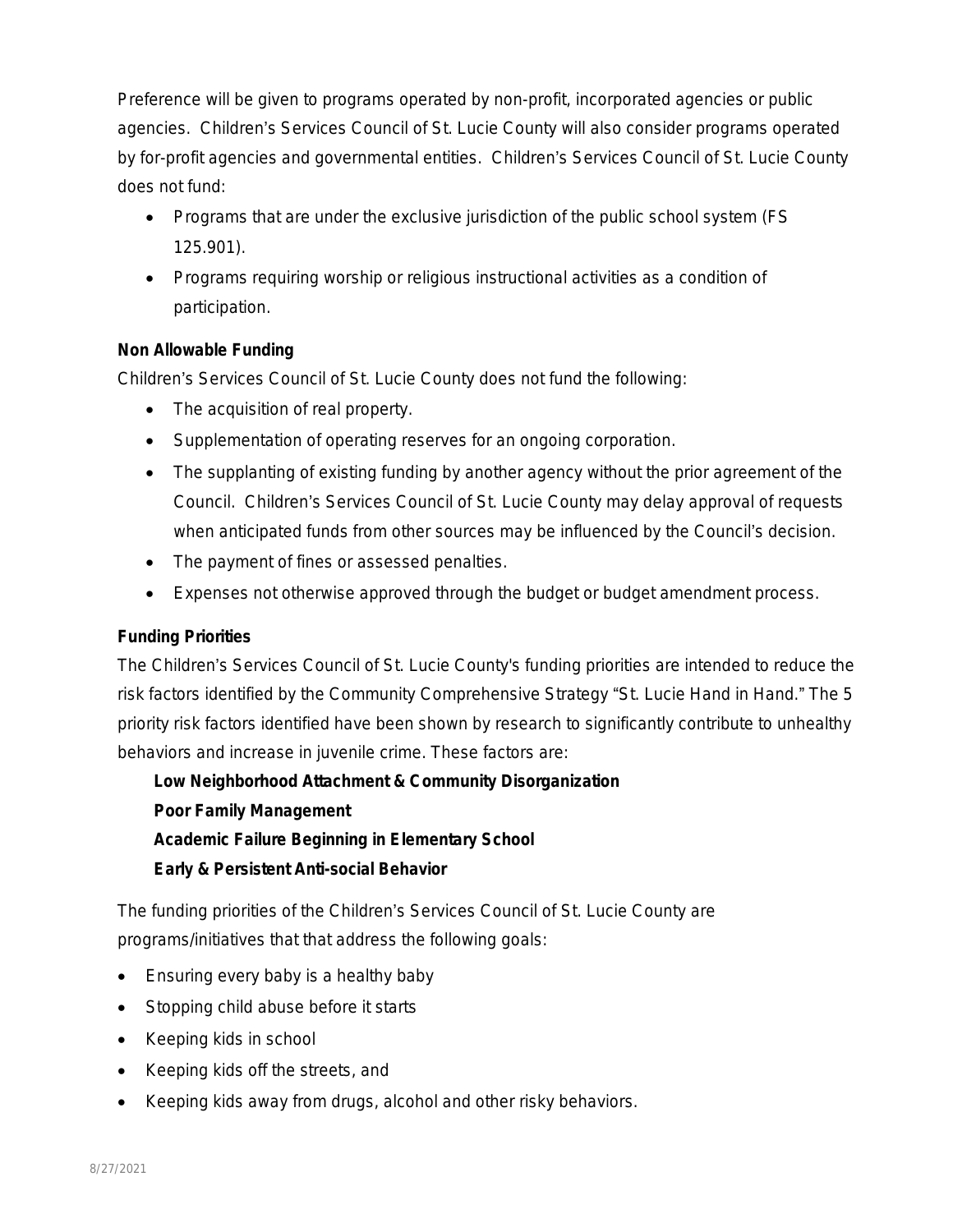Preference will be given to programs operated by non-profit, incorporated agencies or public agencies. Children's Services Council of St. Lucie County will also consider programs operated by for-profit agencies and governmental entities. Children's Services Council of St. Lucie County does not fund:

- Programs that are under the exclusive jurisdiction of the public school system (FS 125.901).
- Programs requiring worship or religious instructional activities as a condition of participation.

**Non Allowable Funding**

Children's Services Council of St. Lucie County does not fund the following:

- The acquisition of real property.
- Supplementation of operating reserves for an ongoing corporation.
- The supplanting of existing funding by another agency without the prior agreement of the Council. Children's Services Council of St. Lucie County may delay approval of requests when anticipated funds from other sources may be influenced by the Council's decision.
- The payment of fines or assessed penalties.
- Expenses not otherwise approved through the budget or budget amendment process.

**Funding Priorities**

The Children's Services Council of St. Lucie County's funding priorities are intended to reduce the risk factors identified by the Community Comprehensive Strategy "St. Lucie Hand in Hand." The 5 priority risk factors identified have been shown by research to significantly contribute to unhealthy behaviors and increase in juvenile crime. These factors are:

**Low Neighborhood Attachment & Community Disorganization**
**Poor Family Management**
**Academic Failure Beginning in Elementary School**
**Early & Persistent Anti-social Behavior**

The funding priorities of the Children's Services Council of St. Lucie County are programs/initiatives that that address the following goals:

- Ensuring every baby is a healthy baby
- Stopping child abuse before it starts
- Keeping kids in school
- Keeping kids off the streets, and
- Keeping kids away from drugs, alcohol and other risky behaviors.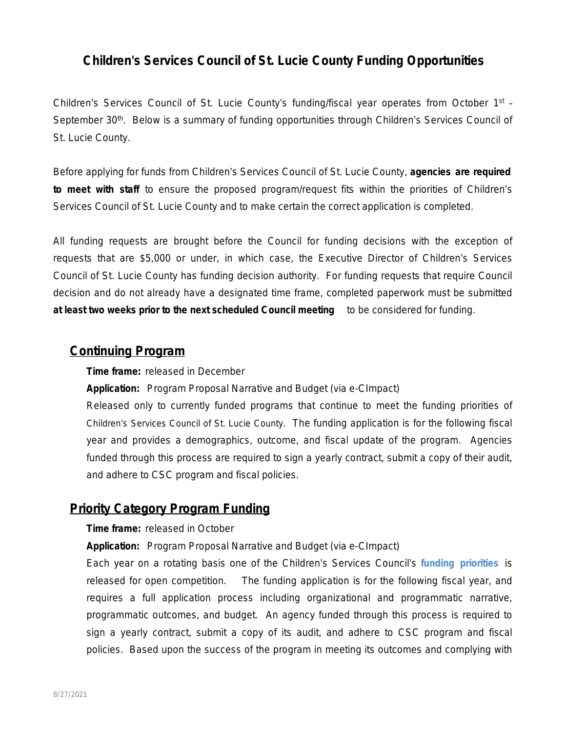# Children's Services Council of St. Lucie County Funding Opportunities

Children's Services Council of St. Lucie County's funding/fiscal year operates from October 1st – September 30th. Below is a summary of funding opportunities through Children's Services Council of St. Lucie County.

Before applying for funds from Children's Services Council of St. Lucie County, **agencies are required to meet with staff** to ensure the proposed program/request fits within the priorities of Children's Services Council of St. Lucie County and to make certain the correct application is completed.

All funding requests are brought before the Council for funding decisions with the exception of requests that are $5,000 or under, in which case, the Executive Director of Children's Services Council of St. Lucie County has funding decision authority. For funding requests that require Council decision and do not already have a designated time frame, completed paperwork must be submitted **at least two weeks prior to the next scheduled Council meeting** to be considered for funding.

## Continuing Program

**Time frame:** released in December

**Application:** Program Proposal Narrative and Budget (via e-CImpact)

Released only to currently funded programs that continue to meet the funding priorities of Children's Services Council of St. Lucie County. The funding application is for the following fiscal year and provides a demographics, outcome, and fiscal update of the program. Agencies funded through this process are required to sign a yearly contract, submit a copy of their audit, and adhere to CSC program and fiscal policies.

## Priority Category Program Funding

**Time frame:** released in October

**Application:** Program Proposal Narrative and Budget (via e-CImpact)

Each year on a rotating basis one of the Children's Services Council's **funding priorities** is released for open competition. The funding application is for the following fiscal year, and requires a full application process including organizational and programmatic narrative, programmatic outcomes, and budget. An agency funded through this process is required to sign a yearly contract, submit a copy of its audit, and adhere to CSC program and fiscal policies. Based upon the success of the program in meeting its outcomes and complying with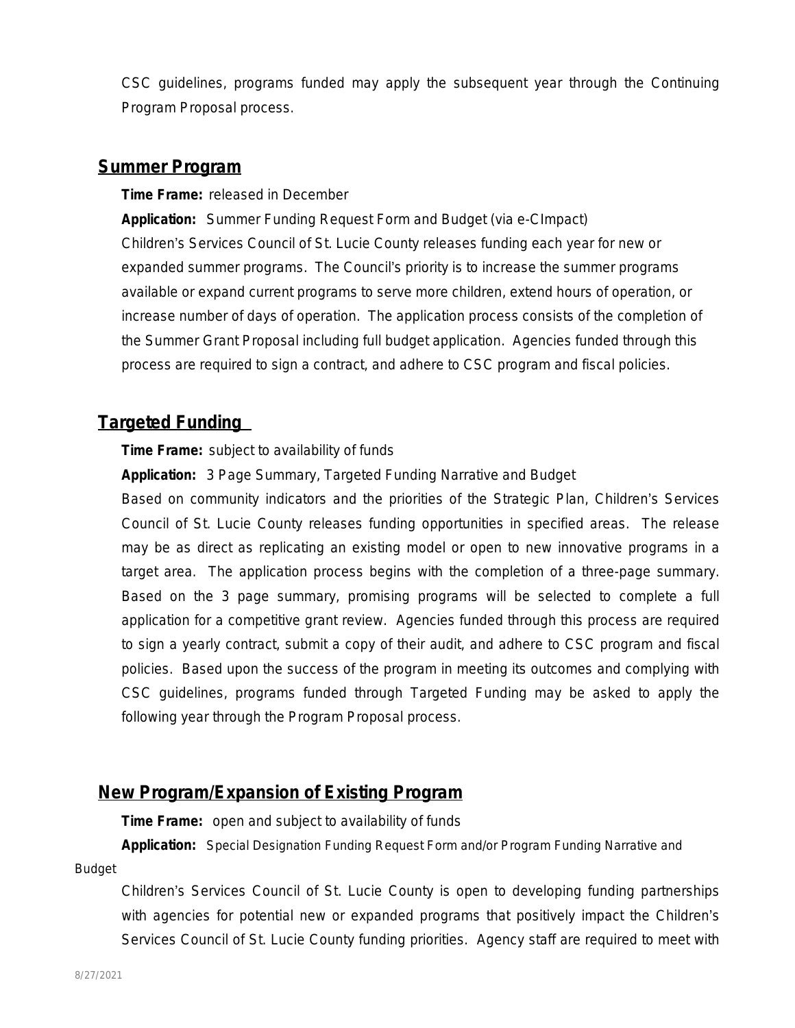CSC guidelines, programs funded may apply the subsequent year through the Continuing Program Proposal process.

## Summer Program

**Time Frame:** released in December

**Application:** Summer Funding Request Form and Budget (via e-CImpact)

Children's Services Council of St. Lucie County releases funding each year for new or expanded summer programs. The Council's priority is to increase the summer programs available or expand current programs to serve more children, extend hours of operation, or increase number of days of operation. The application process consists of the completion of the Summer Grant Proposal including full budget application. Agencies funded through this process are required to sign a contract, and adhere to CSC program and fiscal policies.

## Targeted Funding

**Time Frame:** subject to availability of funds

**Application:** 3 Page Summary, Targeted Funding Narrative and Budget

Based on community indicators and the priorities of the Strategic Plan, Children's Services Council of St. Lucie County releases funding opportunities in specified areas. The release may be as direct as replicating an existing model or open to new innovative programs in a target area. The application process begins with the completion of a three-page summary. Based on the 3 page summary, promising programs will be selected to complete a full application for a competitive grant review. Agencies funded through this process are required to sign a yearly contract, submit a copy of their audit, and adhere to CSC program and fiscal policies. Based upon the success of the program in meeting its outcomes and complying with CSC guidelines, programs funded through Targeted Funding may be asked to apply the following year through the Program Proposal process.

## New Program/Expansion of Existing Program

**Time Frame:** open and subject to availability of funds

**Application:** Special Designation Funding Request Form and/or Program Funding Narrative and Budget

Children's Services Council of St. Lucie County is open to developing funding partnerships with agencies for potential new or expanded programs that positively impact the Children's Services Council of St. Lucie County funding priorities. Agency staff are required to meet with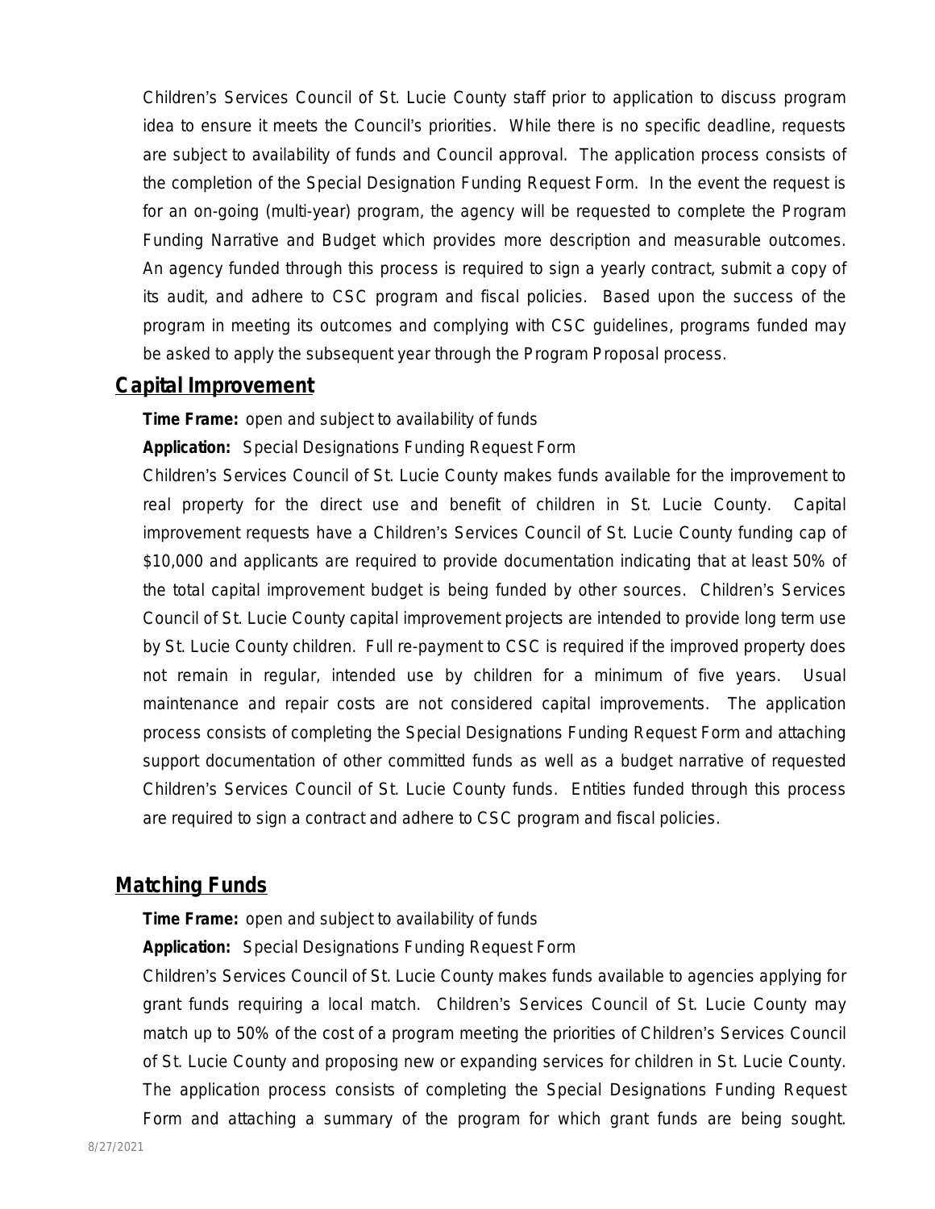Children's Services Council of St. Lucie County staff prior to application to discuss program idea to ensure it meets the Council's priorities. While there is no specific deadline, requests are subject to availability of funds and Council approval. The application process consists of the completion of the Special Designation Funding Request Form. In the event the request is for an on-going (multi-year) program, the agency will be requested to complete the Program Funding Narrative and Budget which provides more description and measurable outcomes. An agency funded through this process is required to sign a yearly contract, submit a copy of its audit, and adhere to CSC program and fiscal policies. Based upon the success of the program in meeting its outcomes and complying with CSC guidelines, programs funded may be asked to apply the subsequent year through the Program Proposal process.

## Capital Improvement

**Time Frame:** open and subject to availability of funds

**Application:** Special Designations Funding Request Form

Children's Services Council of St. Lucie County makes funds available for the improvement to real property for the direct use and benefit of children in St. Lucie County. Capital improvement requests have a Children's Services Council of St. Lucie County funding cap of $10,000 and applicants are required to provide documentation indicating that at least 50% of the total capital improvement budget is being funded by other sources. Children's Services Council of St. Lucie County capital improvement projects are intended to provide long term use by St. Lucie County children. Full re-payment to CSC is required if the improved property does not remain in regular, intended use by children for a minimum of five years. Usual maintenance and repair costs are not considered capital improvements. The application process consists of completing the Special Designations Funding Request Form and attaching support documentation of other committed funds as well as a budget narrative of requested Children's Services Council of St. Lucie County funds. Entities funded through this process are required to sign a contract and adhere to CSC program and fiscal policies.

## Matching Funds

**Time Frame:** open and subject to availability of funds

**Application:** Special Designations Funding Request Form

Children's Services Council of St. Lucie County makes funds available to agencies applying for grant funds requiring a local match. Children's Services Council of St. Lucie County may match up to 50% of the cost of a program meeting the priorities of Children's Services Council of St. Lucie County and proposing new or expanding services for children in St. Lucie County. The application process consists of completing the Special Designations Funding Request Form and attaching a summary of the program for which grant funds are being sought.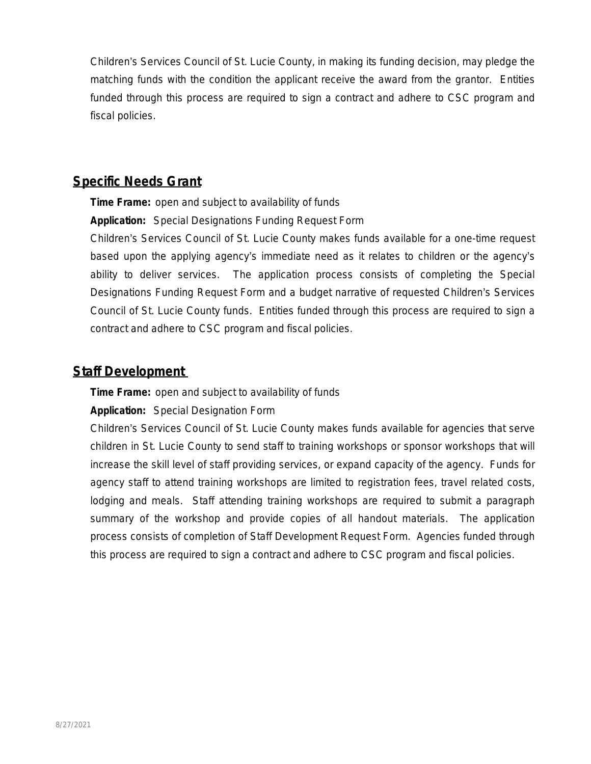Children's Services Council of St. Lucie County, in making its funding decision, may pledge the matching funds with the condition the applicant receive the award from the grantor. Entities funded through this process are required to sign a contract and adhere to CSC program and fiscal policies.

## Specific Needs Grant

**Time Frame:** open and subject to availability of funds

**Application:** Special Designations Funding Request Form

Children's Services Council of St. Lucie County makes funds available for a one-time request based upon the applying agency's immediate need as it relates to children or the agency's ability to deliver services. The application process consists of completing the Special Designations Funding Request Form and a budget narrative of requested Children's Services Council of St. Lucie County funds. Entities funded through this process are required to sign a contract and adhere to CSC program and fiscal policies.

## Staff Development

**Time Frame:** open and subject to availability of funds

**Application:** Special Designation Form

Children's Services Council of St. Lucie County makes funds available for agencies that serve children in St. Lucie County to send staff to training workshops or sponsor workshops that will increase the skill level of staff providing services, or expand capacity of the agency. Funds for agency staff to attend training workshops are limited to registration fees, travel related costs, lodging and meals. Staff attending training workshops are required to submit a paragraph summary of the workshop and provide copies of all handout materials. The application process consists of completion of Staff Development Request Form. Agencies funded through this process are required to sign a contract and adhere to CSC program and fiscal policies.